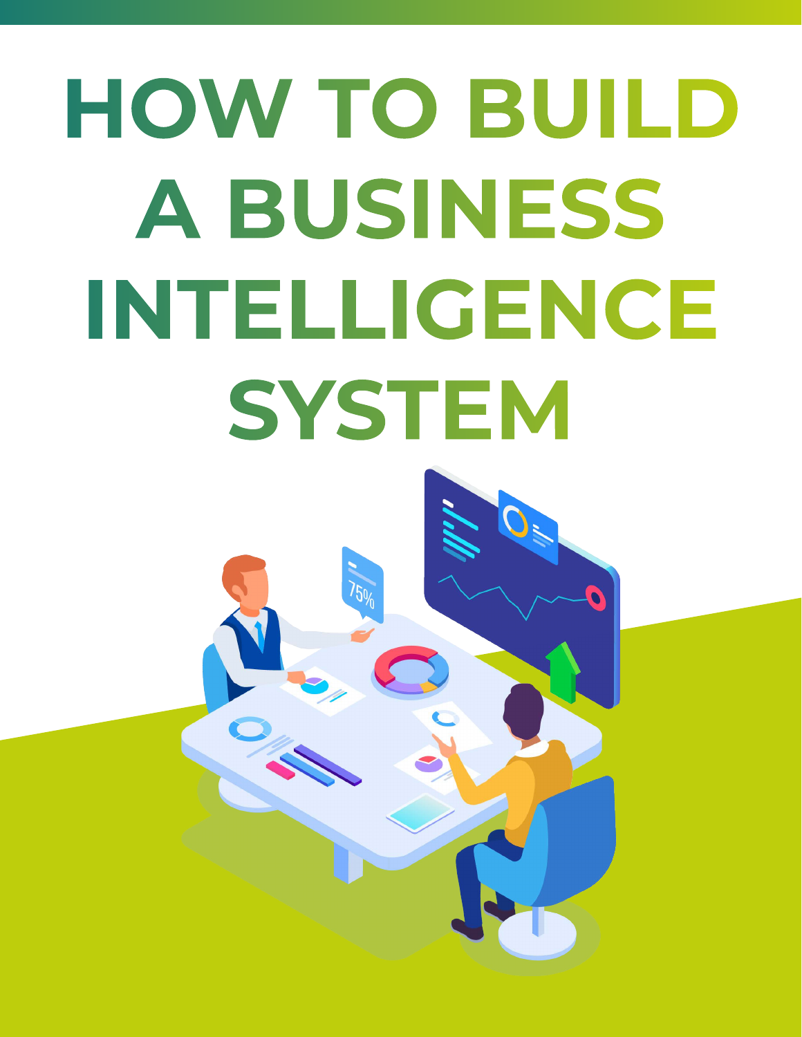# HOW TO BUILD A BUSINESS INTELLIGENCE SYSTEM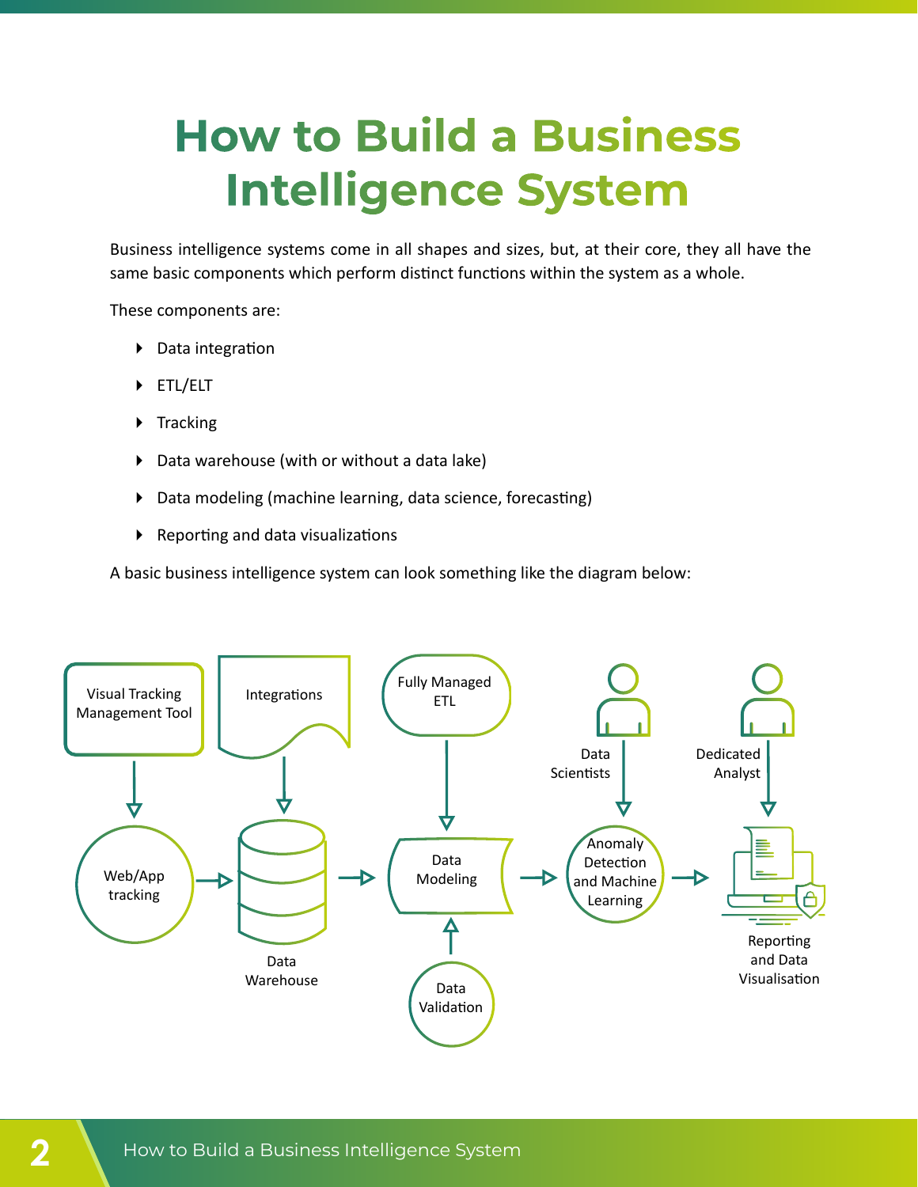# How to Build a Business Intelligence System

Business intelligence systems come in all shapes and sizes, but, at their core, they all have the same basic components which perform distinct functions within the system as a whole.

These components are:

- Data integration
- ETL/ELT
- Tracking
- Data warehouse (with or without a data lake)
- Data modeling (machine learning, data science, forecasting)
- Reporting and data visualizations

A basic business intelligence system can look something like the diagram below:

Visual Tracking Management Tool

Integrations

Fully Managed ETL

Data Scientists

Dedicated Analyst

Web/App tracking

Data Warehouse

Data Modeling

Anomaly Detection and Machine Learning

Reporting and Data Visualisation

Data Validation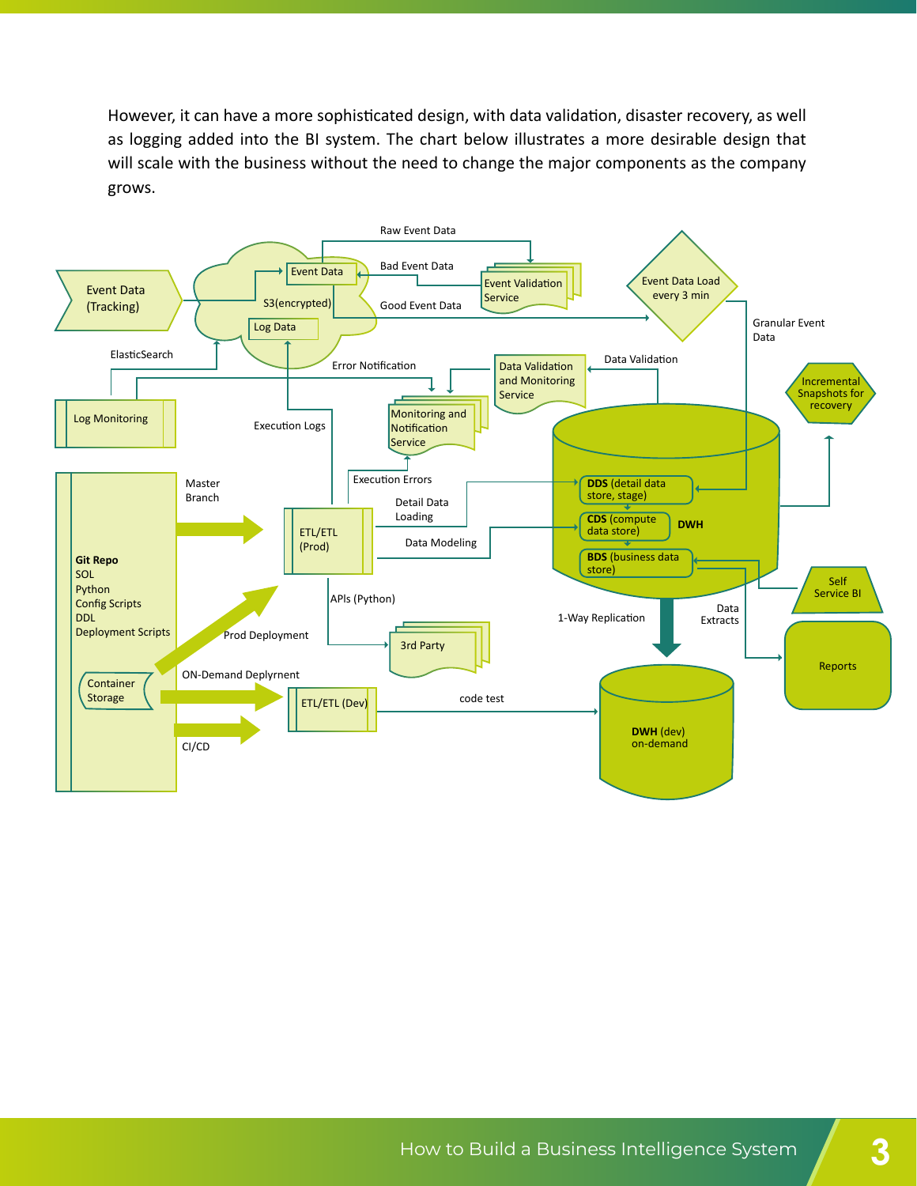However, it can have a more sophisticated design, with data validation, disaster recovery, as well as logging added into the BI system. The chart below illustrates a more desirable design that will scale with the business without the need to change the major components as the company grows.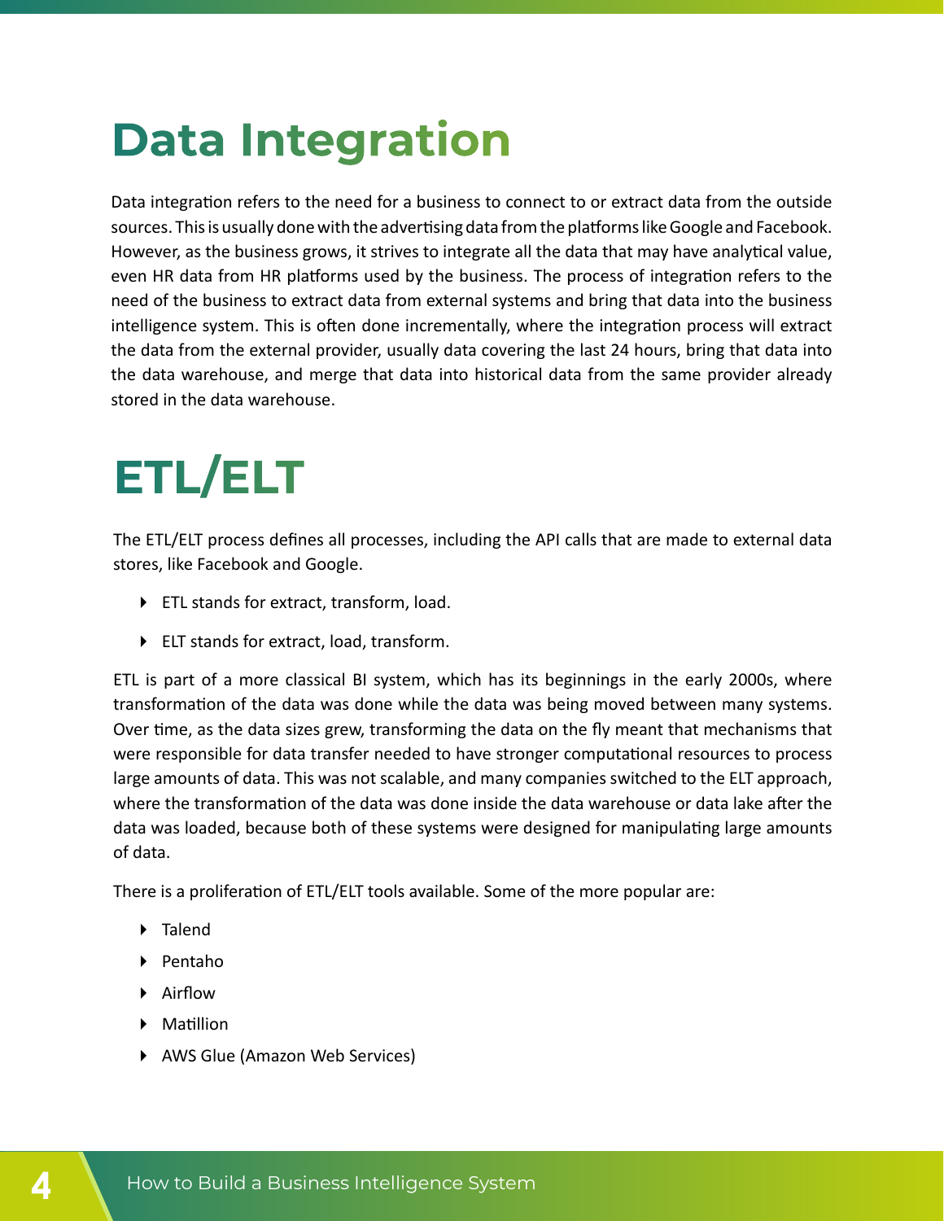# Data Integration

Data integration refers to the need for a business to connect to or extract data from the outside sources. This is usually done with the advertising data from the platforms like Google and Facebook. However, as the business grows, it strives to integrate all the data that may have analytical value, even HR data from HR platforms used by the business. The process of integration refers to the need of the business to extract data from external systems and bring that data into the business intelligence system. This is often done incrementally, where the integration process will extract the data from the external provider, usually data covering the last 24 hours, bring that data into the data warehouse, and merge that data into historical data from the same provider already stored in the data warehouse.

# ETL/ELT

The ETL/ELT process defines all processes, including the API calls that are made to external data stores, like Facebook and Google.

- ETL stands for extract, transform, load.
- ELT stands for extract, load, transform.

ETL is part of a more classical BI system, which has its beginnings in the early 2000s, where transformation of the data was done while the data was being moved between many systems. Over time, as the data sizes grew, transforming the data on the fly meant that mechanisms that were responsible for data transfer needed to have stronger computational resources to process large amounts of data. This was not scalable, and many companies switched to the ELT approach, where the transformation of the data was done inside the data warehouse or data lake after the data was loaded, because both of these systems were designed for manipulating large amounts of data.

There is a proliferation of ETL/ELT tools available. Some of the more popular are:

- Talend
- Pentaho
- Airflow
- Matillion
- AWS Glue (Amazon Web Services)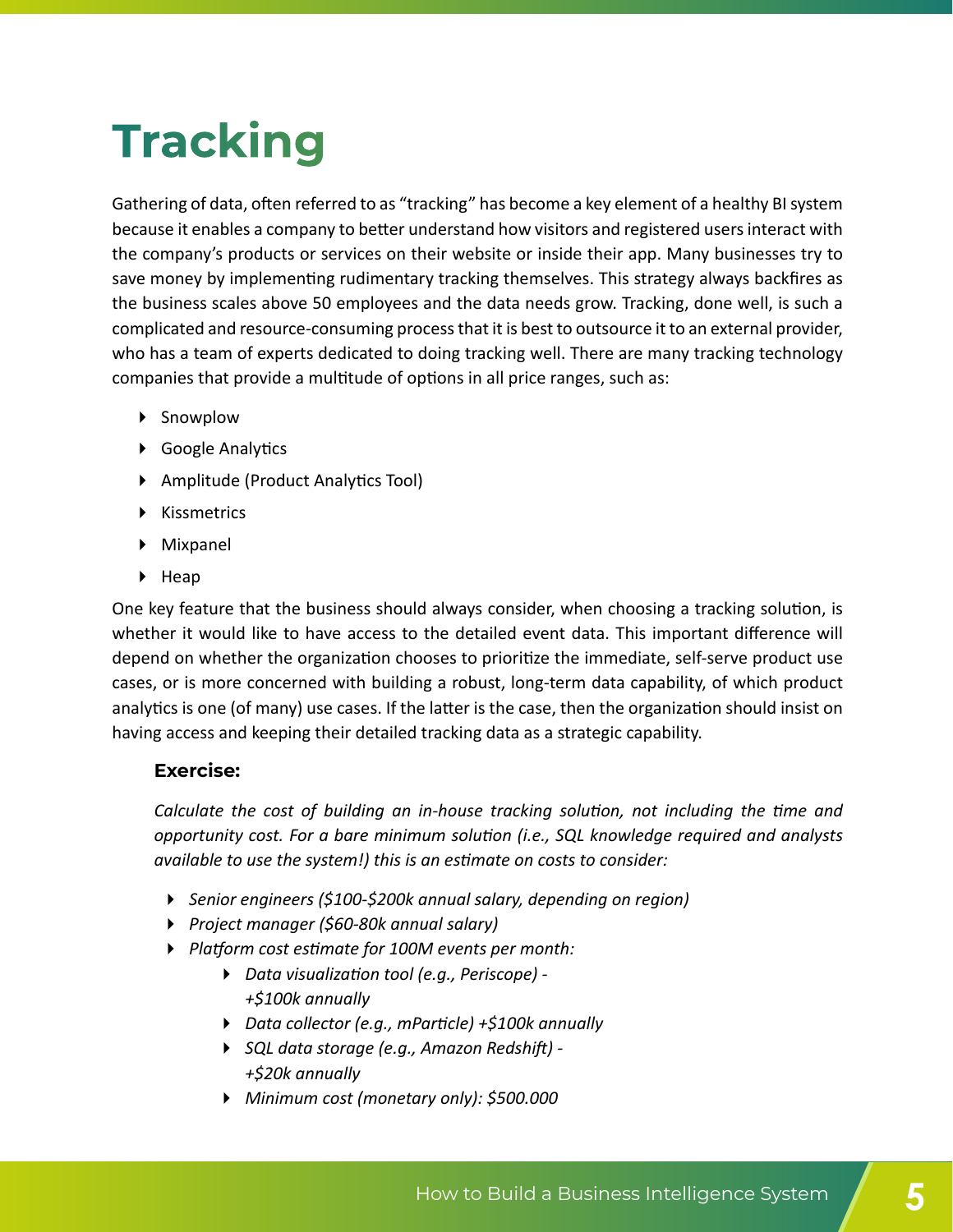# Tracking

Gathering of data, often referred to as "tracking" has become a key element of a healthy BI system because it enables a company to better understand how visitors and registered users interact with the company's products or services on their website or inside their app. Many businesses try to save money by implementing rudimentary tracking themselves. This strategy always backfires as the business scales above 50 employees and the data needs grow. Tracking, done well, is such a complicated and resource-consuming process that it is best to outsource it to an external provider, who has a team of experts dedicated to doing tracking well. There are many tracking technology companies that provide a multitude of options in all price ranges, such as:

- Snowplow
- Google Analytics
- Amplitude (Product Analytics Tool)
- Kissmetrics
- Mixpanel
- Heap

One key feature that the business should always consider, when choosing a tracking solution, is whether it would like to have access to the detailed event data. This important difference will depend on whether the organization chooses to prioritize the immediate, self-serve product use cases, or is more concerned with building a robust, long-term data capability, of which product analytics is one (of many) use cases. If the latter is the case, then the organization should insist on having access and keeping their detailed tracking data as a strategic capability.

**Exercise:**

*Calculate the cost of building an in-house tracking solution, not including the time and opportunity cost. For a bare minimum solution (i.e., SQL knowledge required and analysts available to use the system!) this is an estimate on costs to consider:*

- *Senior engineers ($100-$200k annual salary, depending on region)*
- *Project manager ($60-80k annual salary)*
- *Platform cost estimate for 100M events per month:*
  - *Data visualization tool (e.g., Periscope) - +$100k annually*
  - *Data collector (e.g., mParticle) +$100k annually*
  - *SQL data storage (e.g., Amazon Redshift) - +$20k annually*
  - *Minimum cost (monetary only): $500.000*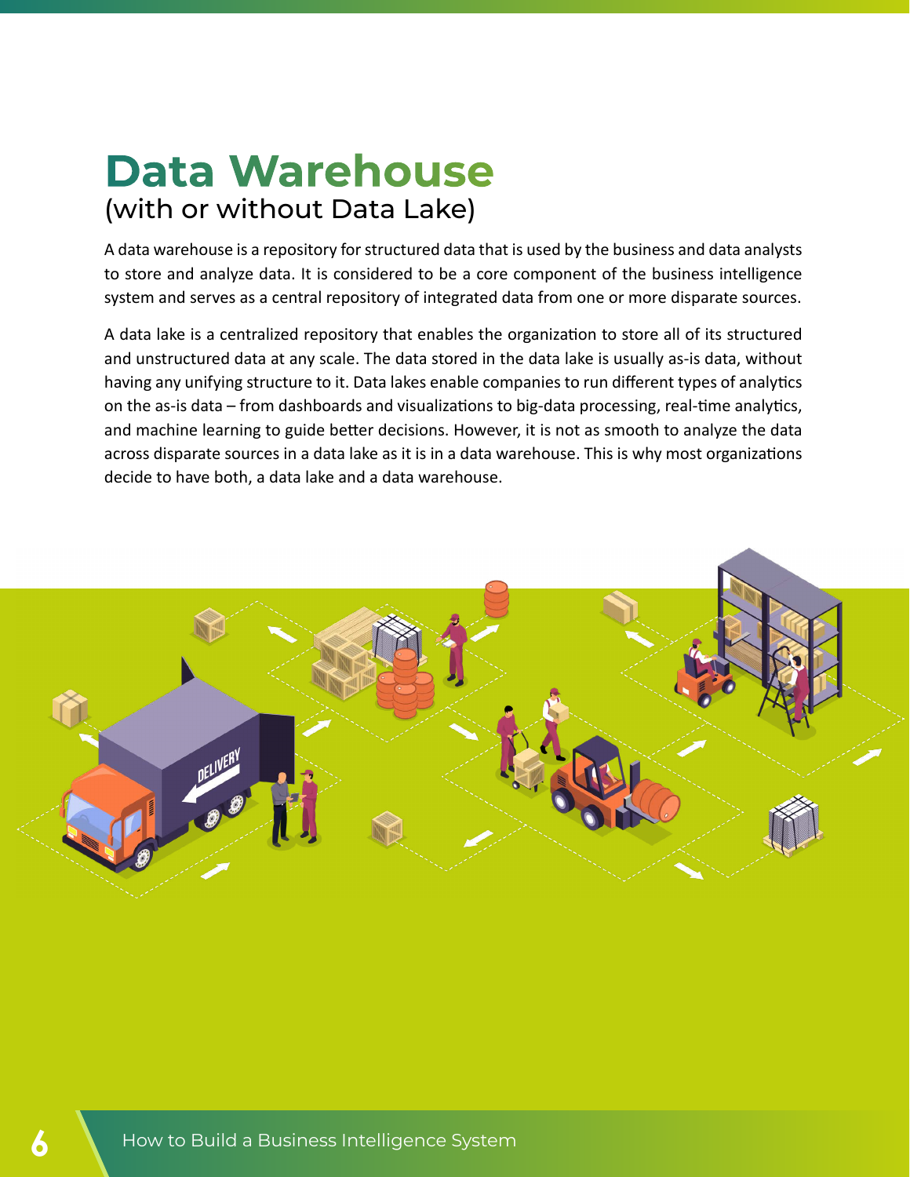# Data Warehouse
## (with or without Data Lake)

A data warehouse is a repository for structured data that is used by the business and data analysts to store and analyze data. It is considered to be a core component of the business intelligence system and serves as a central repository of integrated data from one or more disparate sources.

A data lake is a centralized repository that enables the organization to store all of its structured and unstructured data at any scale. The data stored in the data lake is usually as-is data, without having any unifying structure to it. Data lakes enable companies to run different types of analytics on the as-is data – from dashboards and visualizations to big-data processing, real-time analytics, and machine learning to guide better decisions. However, it is not as smooth to analyze the data across disparate sources in a data lake as it is in a data warehouse. This is why most organizations decide to have both, a data lake and a data warehouse.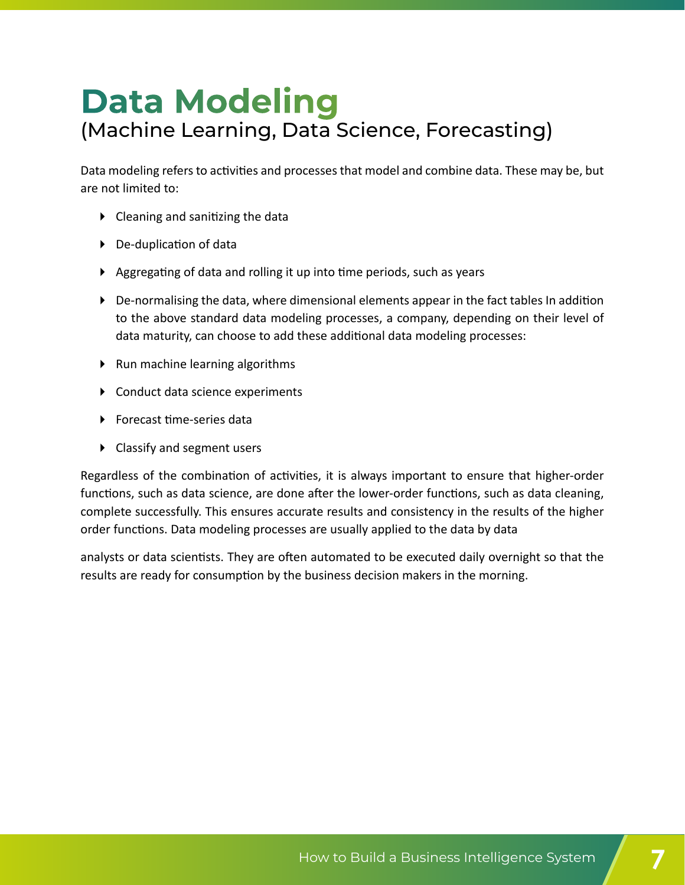# Data Modeling
## (Machine Learning, Data Science, Forecasting)

Data modeling refers to activities and processes that model and combine data. These may be, but are not limited to:

- Cleaning and sanitizing the data
- De-duplication of data
- Aggregating of data and rolling it up into time periods, such as years
- De-normalising the data, where dimensional elements appear in the fact tables In addition to the above standard data modeling processes, a company, depending on their level of data maturity, can choose to add these additional data modeling processes:
- Run machine learning algorithms
- Conduct data science experiments
- Forecast time-series data
- Classify and segment users

Regardless of the combination of activities, it is always important to ensure that higher-order functions, such as data science, are done after the lower-order functions, such as data cleaning, complete successfully. This ensures accurate results and consistency in the results of the higher order functions. Data modeling processes are usually applied to the data by data

analysts or data scientists. They are often automated to be executed daily overnight so that the results are ready for consumption by the business decision makers in the morning.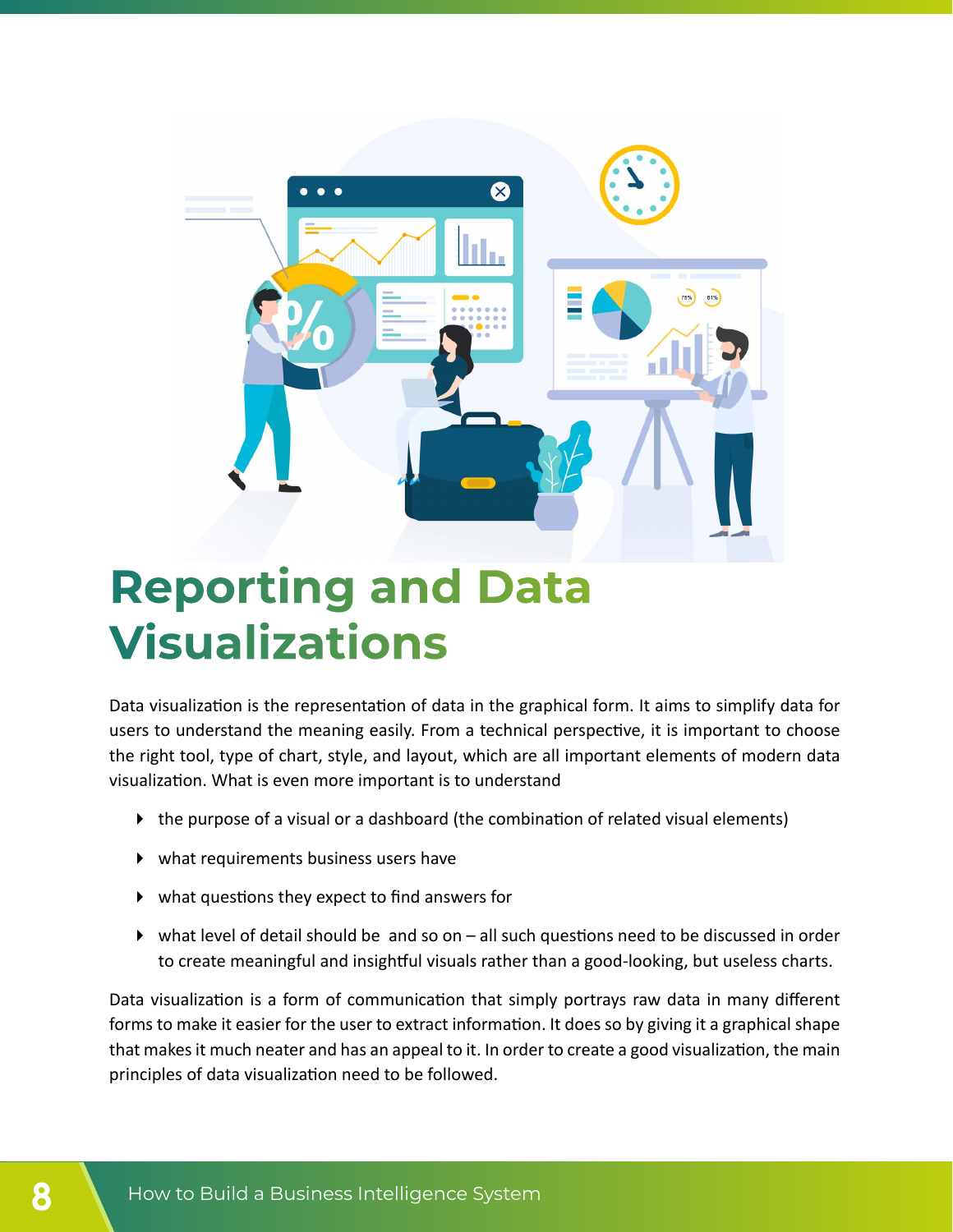# Reporting and Data Visualizations

Data visualization is the representation of data in the graphical form. It aims to simplify data for users to understand the meaning easily. From a technical perspective, it is important to choose the right tool, type of chart, style, and layout, which are all important elements of modern data visualization. What is even more important is to understand

- the purpose of a visual or a dashboard (the combination of related visual elements)
- what requirements business users have
- what questions they expect to find answers for
- what level of detail should be  and so on – all such questions need to be discussed in order to create meaningful and insightful visuals rather than a good-looking, but useless charts.

Data visualization is a form of communication that simply portrays raw data in many different forms to make it easier for the user to extract information. It does so by giving it a graphical shape that makes it much neater and has an appeal to it. In order to create a good visualization, the main principles of data visualization need to be followed.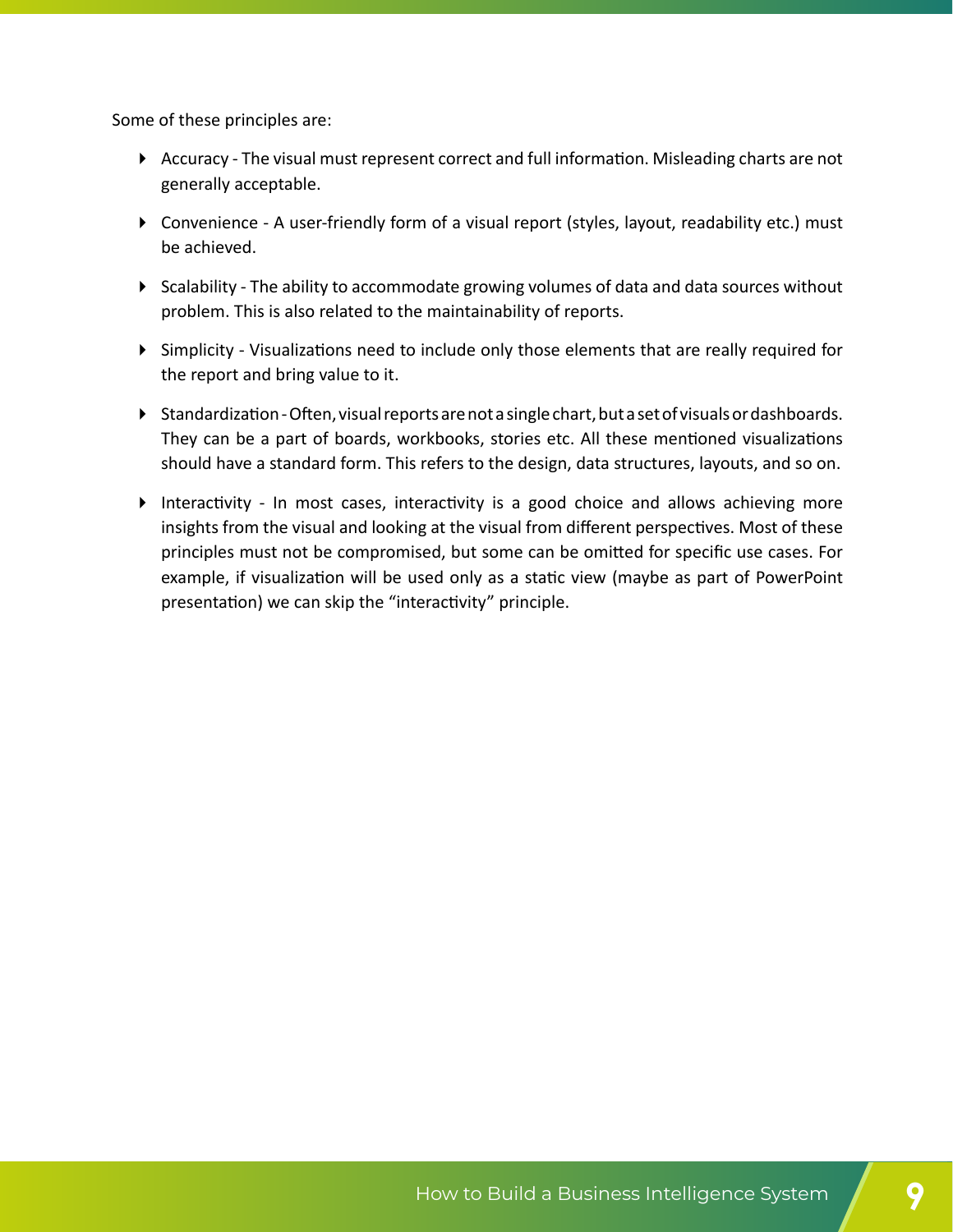Some of these principles are:

- Accuracy - The visual must represent correct and full information. Misleading charts are not generally acceptable.
- Convenience - A user-friendly form of a visual report (styles, layout, readability etc.) must be achieved.
- Scalability - The ability to accommodate growing volumes of data and data sources without problem. This is also related to the maintainability of reports.
- Simplicity - Visualizations need to include only those elements that are really required for the report and bring value to it.
- Standardization - Often, visual reports are not a single chart, but a set of visuals or dashboards. They can be a part of boards, workbooks, stories etc. All these mentioned visualizations should have a standard form. This refers to the design, data structures, layouts, and so on.
- Interactivity - In most cases, interactivity is a good choice and allows achieving more insights from the visual and looking at the visual from different perspectives. Most of these principles must not be compromised, but some can be omitted for specific use cases. For example, if visualization will be used only as a static view (maybe as part of PowerPoint presentation) we can skip the "interactivity" principle.